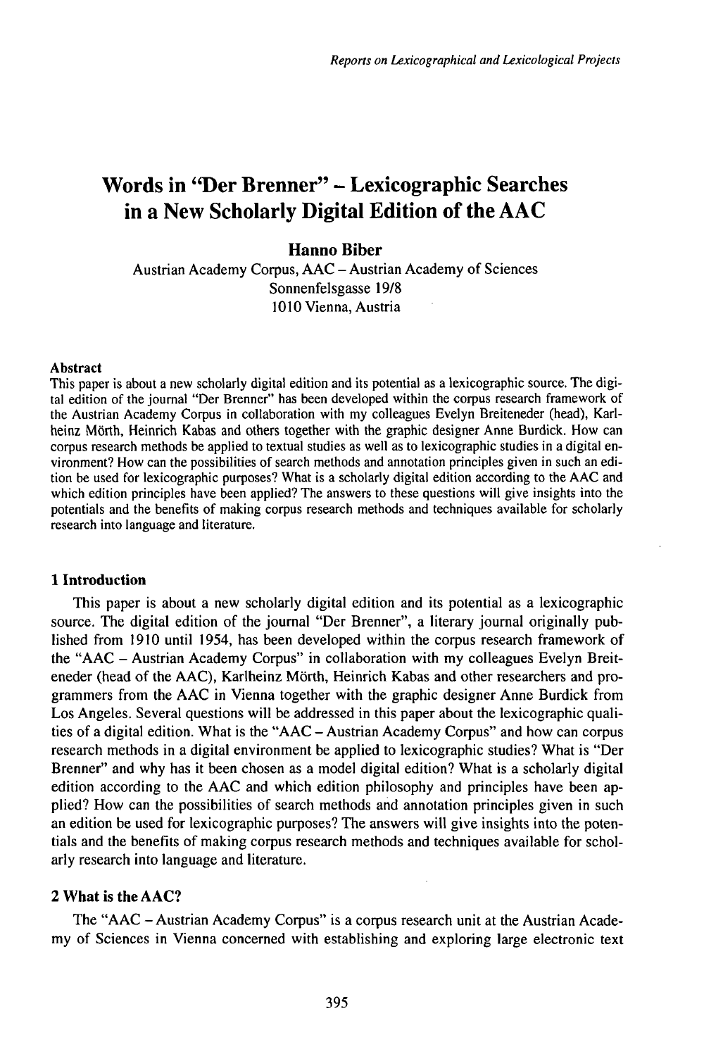# Words in "Der Brenner" – Lexicographic Searches in a New Scholarly Digital Edition of the AAC

**Hanno Biber**

Austrian Academy Corpus, AAC – Austrian Academy of Sciences
Sonnenfelsgasse 19/8
1010 Vienna, Austria

**Abstract**

This paper is about a new scholarly digital edition and its potential as a lexicographic source. The digital edition of the journal "Der Brenner" has been developed within the corpus research framework of the Austrian Academy Corpus in collaboration with my colleagues Evelyn Breiteneder (head), Karlheinz Mörth, Heinrich Kabas and others together with the graphic designer Anne Burdick. How can corpus research methods be applied to textual studies as well as to lexicographic studies in a digital environment? How can the possibilities of search methods and annotation principles given in such an edition be used for lexicographic purposes? What is a scholarly digital edition according to the AAC and which edition principles have been applied? The answers to these questions will give insights into the potentials and the benefits of making corpus research methods and techniques available for scholarly research into language and literature.

## 1 Introduction

This paper is about a new scholarly digital edition and its potential as a lexicographic source. The digital edition of the journal "Der Brenner", a literary journal originally published from 1910 until 1954, has been developed within the corpus research framework of the "AAC – Austrian Academy Corpus" in collaboration with my colleagues Evelyn Breiteneder (head of the AAC), Karlheinz Mörth, Heinrich Kabas and other researchers and programmers from the AAC in Vienna together with the graphic designer Anne Burdick from Los Angeles. Several questions will be addressed in this paper about the lexicographic qualities of a digital edition. What is the "AAC – Austrian Academy Corpus" and how can corpus research methods in a digital environment be applied to lexicographic studies? What is "Der Brenner" and why has it been chosen as a model digital edition? What is a scholarly digital edition according to the AAC and which edition philosophy and principles have been applied? How can the possibilities of search methods and annotation principles given in such an edition be used for lexicographic purposes? The answers will give insights into the potentials and the benefits of making corpus research methods and techniques available for scholarly research into language and literature.

## 2 What is the AAC?

The "AAC – Austrian Academy Corpus" is a corpus research unit at the Austrian Academy of Sciences in Vienna concerned with establishing and exploring large electronic text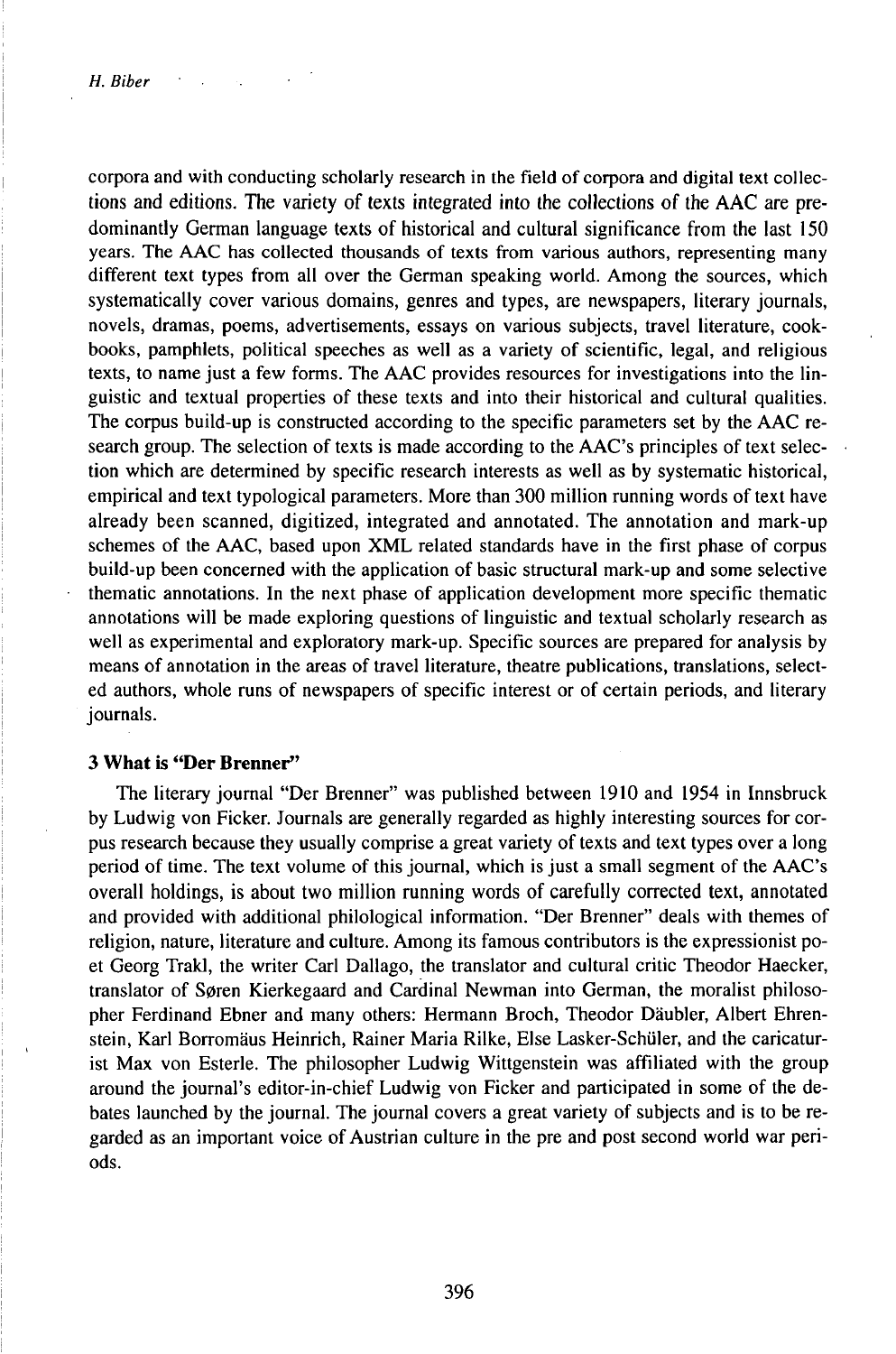corpora and with conducting scholarly research in the field of corpora and digital text collections and editions. The variety of texts integrated into the collections of the AAC are predominantly German language texts of historical and cultural significance from the last 150 years. The AAC has collected thousands of texts from various authors, representing many different text types from all over the German speaking world. Among the sources, which systematically cover various domains, genres and types, are newspapers, literary journals, novels, dramas, poems, advertisements, essays on various subjects, travel literature, cookbooks, pamphlets, political speeches as well as a variety of scientific, legal, and religious texts, to name just a few forms. The AAC provides resources for investigations into the linguistic and textual properties of these texts and into their historical and cultural qualities. The corpus build-up is constructed according to the specific parameters set by the AAC research group. The selection of texts is made according to the AAC's principles of text selection which are determined by specific research interests as well as by systematic historical, empirical and text typological parameters. More than 300 million running words of text have already been scanned, digitized, integrated and annotated. The annotation and mark-up schemes of the AAC, based upon XML related standards have in the first phase of corpus build-up been concerned with the application of basic structural mark-up and some selective thematic annotations. In the next phase of application development more specific thematic annotations will be made exploring questions of linguistic and textual scholarly research as well as experimental and exploratory mark-up. Specific sources are prepared for analysis by means of annotation in the areas of travel literature, theatre publications, translations, selected authors, whole runs of newspapers of specific interest or of certain periods, and literary journals.

## 3 What is "Der Brenner"

The literary journal "Der Brenner" was published between 1910 and 1954 in Innsbruck by Ludwig von Ficker. Journals are generally regarded as highly interesting sources for corpus research because they usually comprise a great variety of texts and text types over a long period of time. The text volume of this journal, which is just a small segment of the AAC's overall holdings, is about two million running words of carefully corrected text, annotated and provided with additional philological information. "Der Brenner" deals with themes of religion, nature, literature and culture. Among its famous contributors is the expressionist poet Georg Trakl, the writer Carl Dallago, the translator and cultural critic Theodor Haecker, translator of Søren Kierkegaard and Cardinal Newman into German, the moralist philosopher Ferdinand Ebner and many others: Hermann Broch, Theodor Däubler, Albert Ehrenstein, Karl Borromäus Heinrich, Rainer Maria Rilke, Else Lasker-Schüler, and the caricaturist Max von Esterle. The philosopher Ludwig Wittgenstein was affiliated with the group around the journal's editor-in-chief Ludwig von Ficker and participated in some of the debates launched by the journal. The journal covers a great variety of subjects and is to be regarded as an important voice of Austrian culture in the pre and post second world war periods.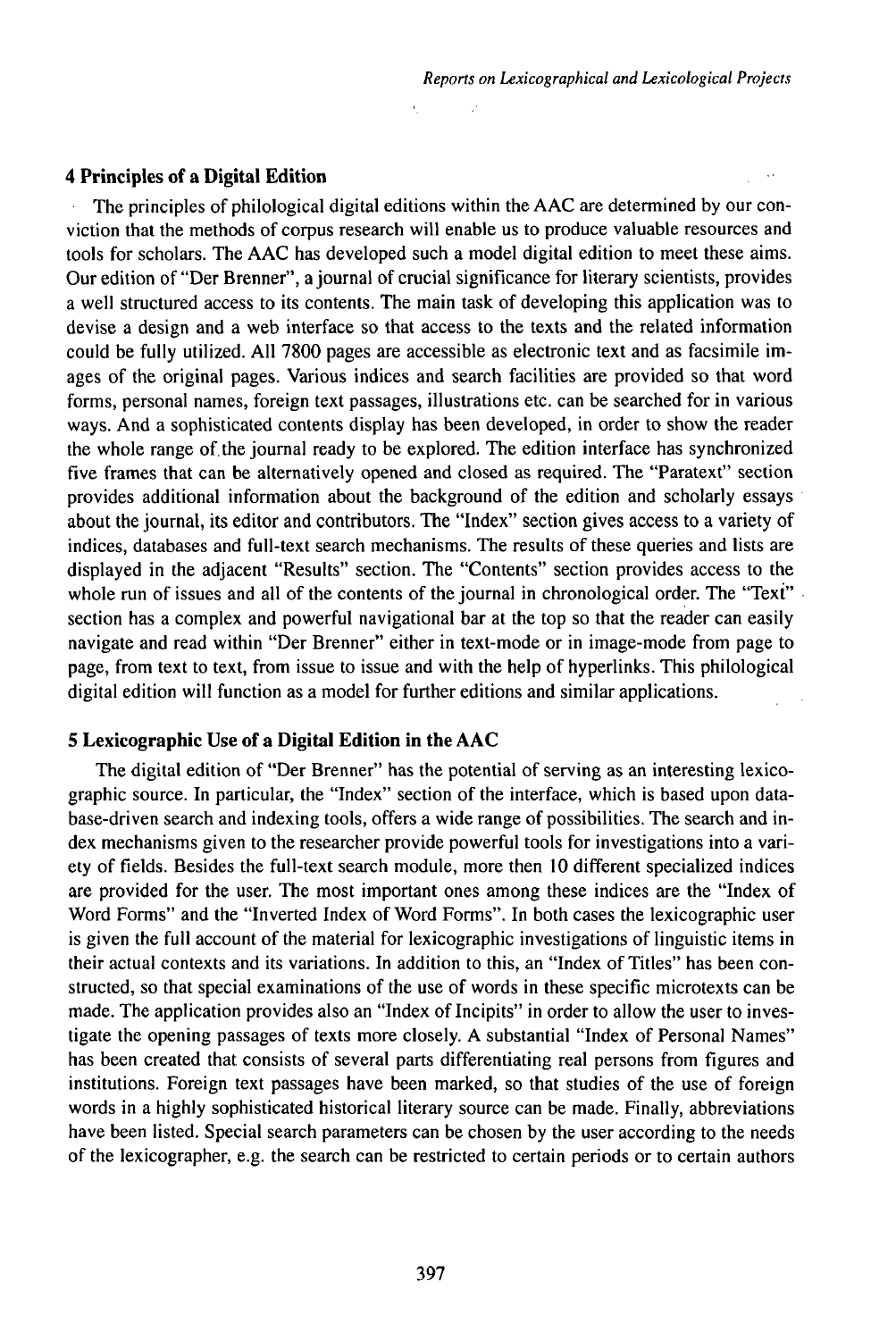## 4 Principles of a Digital Edition

The principles of philological digital editions within the AAC are determined by our conviction that the methods of corpus research will enable us to produce valuable resources and tools for scholars. The AAC has developed such a model digital edition to meet these aims. Our edition of "Der Brenner", a journal of crucial significance for literary scientists, provides a well structured access to its contents. The main task of developing this application was to devise a design and a web interface so that access to the texts and the related information could be fully utilized. All 7800 pages are accessible as electronic text and as facsimile images of the original pages. Various indices and search facilities are provided so that word forms, personal names, foreign text passages, illustrations etc. can be searched for in various ways. And a sophisticated contents display has been developed, in order to show the reader the whole range of the journal ready to be explored. The edition interface has synchronized five frames that can be alternatively opened and closed as required. The "Paratext" section provides additional information about the background of the edition and scholarly essays about the journal, its editor and contributors. The "Index" section gives access to a variety of indices, databases and full-text search mechanisms. The results of these queries and lists are displayed in the adjacent "Results" section. The "Contents" section provides access to the whole run of issues and all of the contents of the journal in chronological order. The "Text" section has a complex and powerful navigational bar at the top so that the reader can easily navigate and read within "Der Brenner" either in text-mode or in image-mode from page to page, from text to text, from issue to issue and with the help of hyperlinks. This philological digital edition will function as a model for further editions and similar applications.

## 5 Lexicographic Use of a Digital Edition in the AAC

The digital edition of "Der Brenner" has the potential of serving as an interesting lexicographic source. In particular, the "Index" section of the interface, which is based upon database-driven search and indexing tools, offers a wide range of possibilities. The search and index mechanisms given to the researcher provide powerful tools for investigations into a variety of fields. Besides the full-text search module, more then 10 different specialized indices are provided for the user. The most important ones among these indices are the "Index of Word Forms" and the "Inverted Index of Word Forms". In both cases the lexicographic user is given the full account of the material for lexicographic investigations of linguistic items in their actual contexts and its variations. In addition to this, an "Index of Titles" has been constructed, so that special examinations of the use of words in these specific microtexts can be made. The application provides also an "Index of Incipits" in order to allow the user to investigate the opening passages of texts more closely. A substantial "Index of Personal Names" has been created that consists of several parts differentiating real persons from figures and institutions. Foreign text passages have been marked, so that studies of the use of foreign words in a highly sophisticated historical literary source can be made. Finally, abbreviations have been listed. Special search parameters can be chosen by the user according to the needs of the lexicographer, e.g. the search can be restricted to certain periods or to certain authors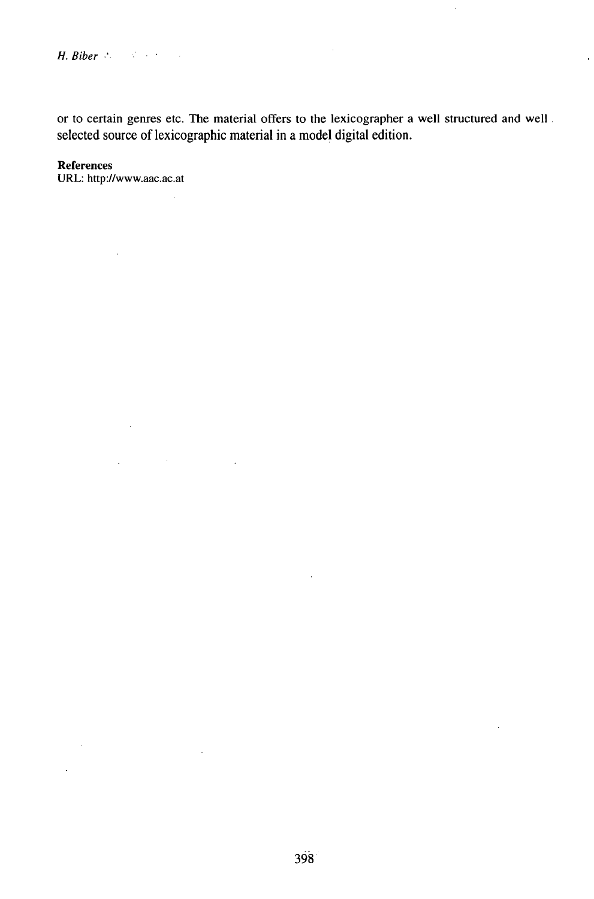or to certain genres etc. The material offers to the lexicographer a well structured and well selected source of lexicographic material in a model digital edition.

**References**

URL: http://www.aac.ac.at